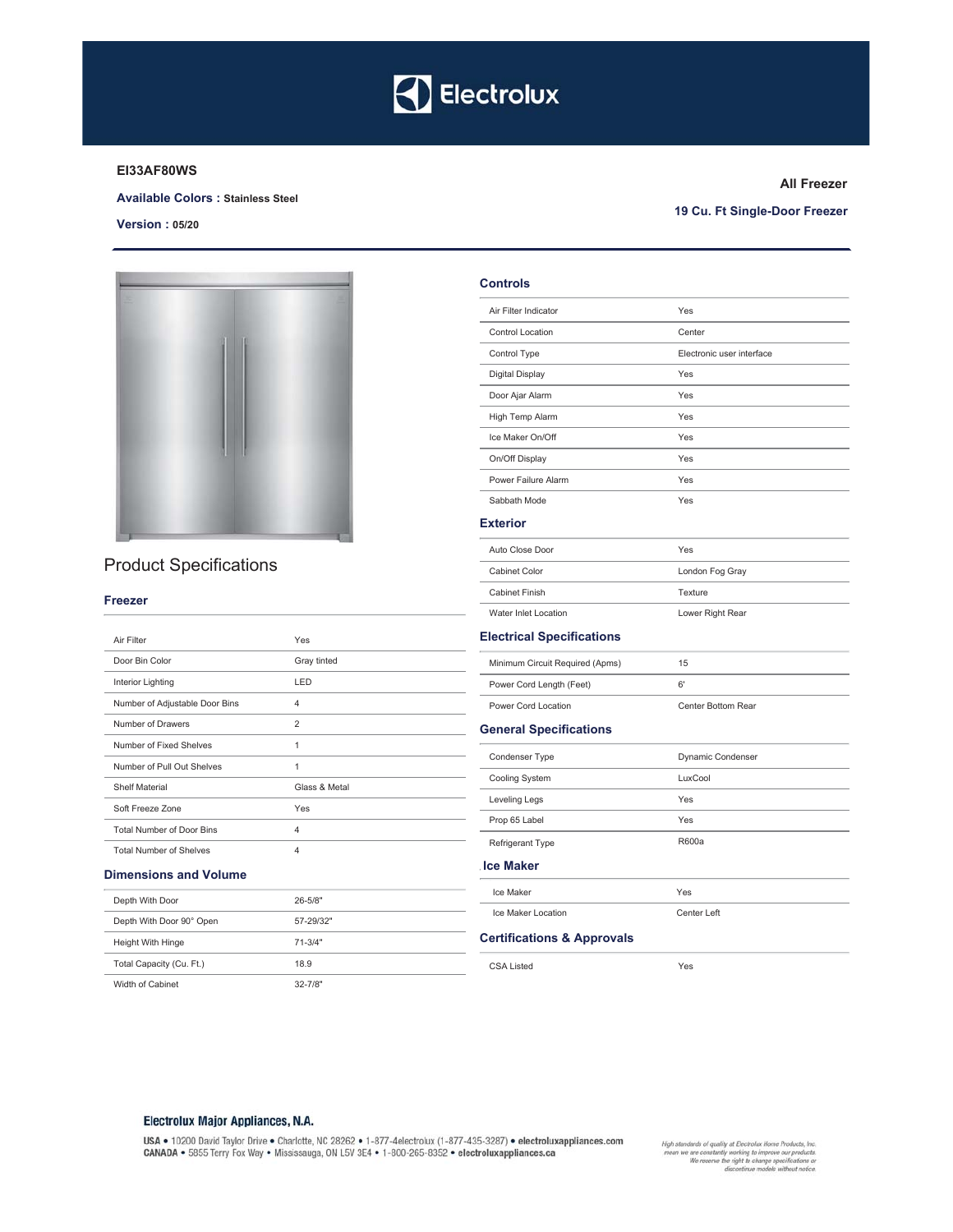Electrolux

**EI33AF80WS**

**Available Colors :** Stainless Steel

**Version :** 05/20

**All Freezer**

**19 Cu. Ft Single-Door Freezer**

# Product Specifications

## Freezer

| | |
|---|---|
| Air Filter | Yes |
| Door Bin Color | Gray tinted |
| Interior Lighting | LED |
| Number of Adjustable Door Bins | 4 |
| Number of Drawers | 2 |
| Number of Fixed Shelves | 1 |
| Number of Pull Out Shelves | 1 |
| Shelf Material | Glass & Metal |
| Soft Freeze Zone | Yes |
| Total Number of Door Bins | 4 |
| Total Number of Shelves | 4 |

## Dimensions and Volume

| | |
|---|---|
| Depth With Door | 26-5/8" |
| Depth With Door 90° Open | 57-29/32" |
| Height With Hinge | 71-3/4" |
| Total Capacity (Cu. Ft.) | 18.9 |
| Width of Cabinet | 32-7/8" |

## Controls

| | |
|---|---|
| Air Filter Indicator | Yes |
| Control Location | Center |
| Control Type | Electronic user interface |
| Digital Display | Yes |
| Door Ajar Alarm | Yes |
| High Temp Alarm | Yes |
| Ice Maker On/Off | Yes |
| On/Off Display | Yes |
| Power Failure Alarm | Yes |
| Sabbath Mode | Yes |

## Exterior

| | |
|---|---|
| Auto Close Door | Yes |
| Cabinet Color | London Fog Gray |
| Cabinet Finish | Texture |
| Water Inlet Location | Lower Right Rear |

## Electrical Specifications

| | |
|---|---|
| Minimum Circuit Required (Apms) | 15 |
| Power Cord Length (Feet) | 6' |
| Power Cord Location | Center Bottom Rear |

## General Specifications

| | |
|---|---|
| Condenser Type | Dynamic Condenser |
| Cooling System | LuxCool |
| Leveling Legs | Yes |
| Prop 65 Label | Yes |
| Refrigerant Type | R600a |

## Ice Maker

| | |
|---|---|
| Ice Maker | Yes |
| Ice Maker Location | Center Left |

## Certifications & Approvals

| | |
|---|---|
| CSA Listed | Yes |

**Electrolux Major Appliances, N.A.**

USA • 10200 David Taylor Drive • Charlotte, NC 28262 • 1-877-4electrolux (1-877-435-3287) • electroluxappliances.com
CANADA • 5855 Terry Fox Way • Mississauga, ON L5V 3E4 • 1-800-265-8352 • electroluxappliances.ca

*High standards of quality at Electrolux Home Products, Inc. mean we are constantly working to improve our products. We reserve the right to change specifications or discontinue models without notice.*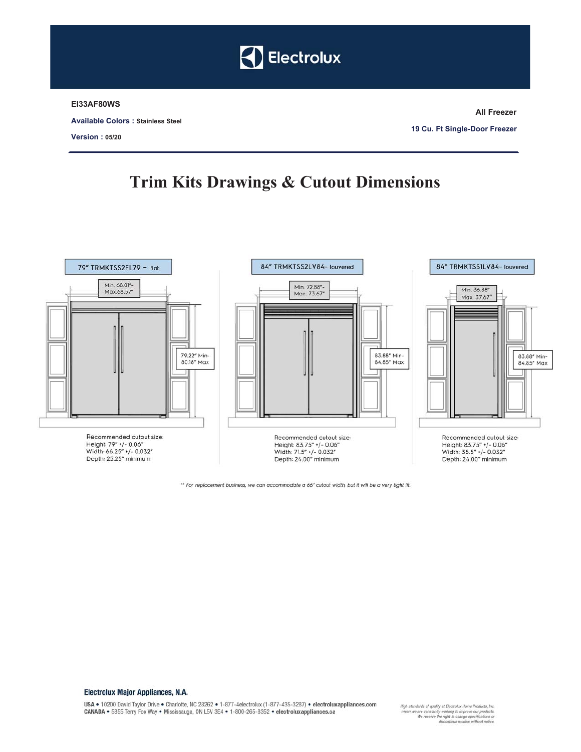**EI33AF80WS**

**Available Colors :** Stainless Steel

**Version :** 05/20

**All Freezer**

**19 Cu. Ft Single-Door Freezer**

# Trim Kits Drawings & Cutout Dimensions

79" TRMKTSS2FL79 – flat

Min. 68.01"- Max.68.57"

79.22" Min- 80.18" Max

Recommended cutout size:
Height: 79" +/- 0.06"
Width: 66.25" +/- 0.032"
Depth: 25.25" minimum

84" TRMKTSS2LV84- louvered

Min. 72.88"- Max. 73.67"

83.88" Min- 84.85" Max

Recommended cutout size:
Height: 83.75" +/- 0.06"
Width: 71.5" +/- 0.032"
Depth: 24.00" minimum

84" TRMKTSS1LV84- louvered

Min. 36.88"- Max. 37.67"

83.88" Min- 84.85" Max

Recommended cutout size:
Height: 83.75" +/- 0.06"
Width: 35.5" +/- 0.032"
Depth: 24.00" minimum

*\*\* For replacement business, we can accommodate a 66" cutout width, but it will be a very tight fit.*

**Electrolux Major Appliances, N.A.**

USA • 10200 David Taylor Drive • Charlotte, NC 28262 • 1-877-4electrolux (1-877-435-3287) • **electroluxappliances.com**
CANADA • 5855 Terry Fox Way • Mississauga, ON L5V 3E4 • 1-800-265-8352 • **electroluxappliances.ca**

*High standards of quality at Electrolux Home Products, Inc. mean we are constantly working to improve our products. We reserve the right to change specifications or discontinue models without notice.*